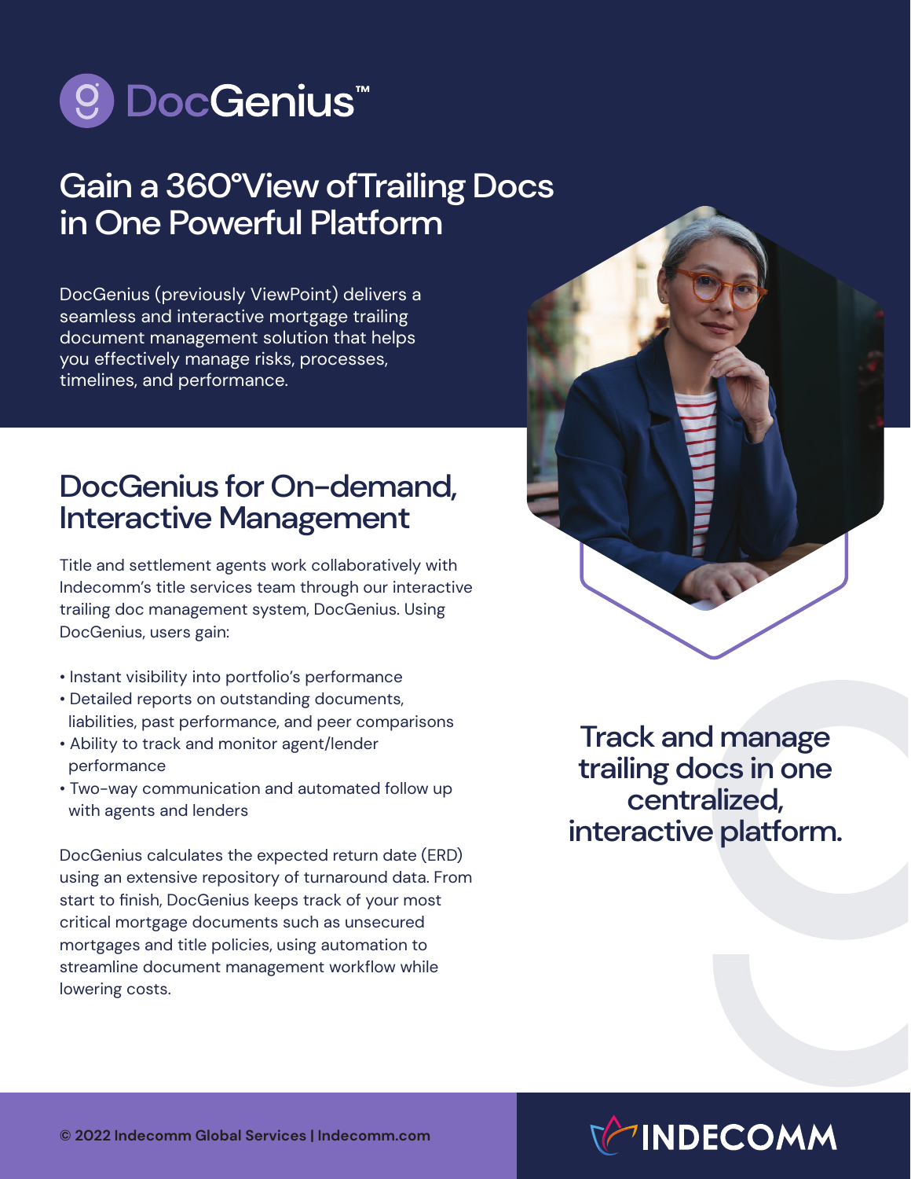# DocGenius™

## Gain a 360°View of Trailing Docs in One Powerful Platform

DocGenius (previously ViewPoint) delivers a seamless and interactive mortgage trailing document management solution that helps you effectively manage risks, processes, timelines, and performance.

## DocGenius for On-demand, Interactive Management

Title and settlement agents work collaboratively with Indecomm's title services team through our interactive trailing doc management system, DocGenius. Using DocGenius, users gain:

- Instant visibility into portfolio's performance
- Detailed reports on outstanding documents, liabilities, past performance, and peer comparisons
- Ability to track and monitor agent/lender performance
- Two-way communication and automated follow up with agents and lenders

DocGenius calculates the expected return date (ERD) using an extensive repository of turnaround data. From start to finish, DocGenius keeps track of your most critical mortgage documents such as unsecured mortgages and title policies, using automation to streamline document management workflow while lowering costs.

**Track and manage trailing docs in one centralized, interactive platform.**

© 2022 Indecomm Global Services | Indecomm.com

INDECOMM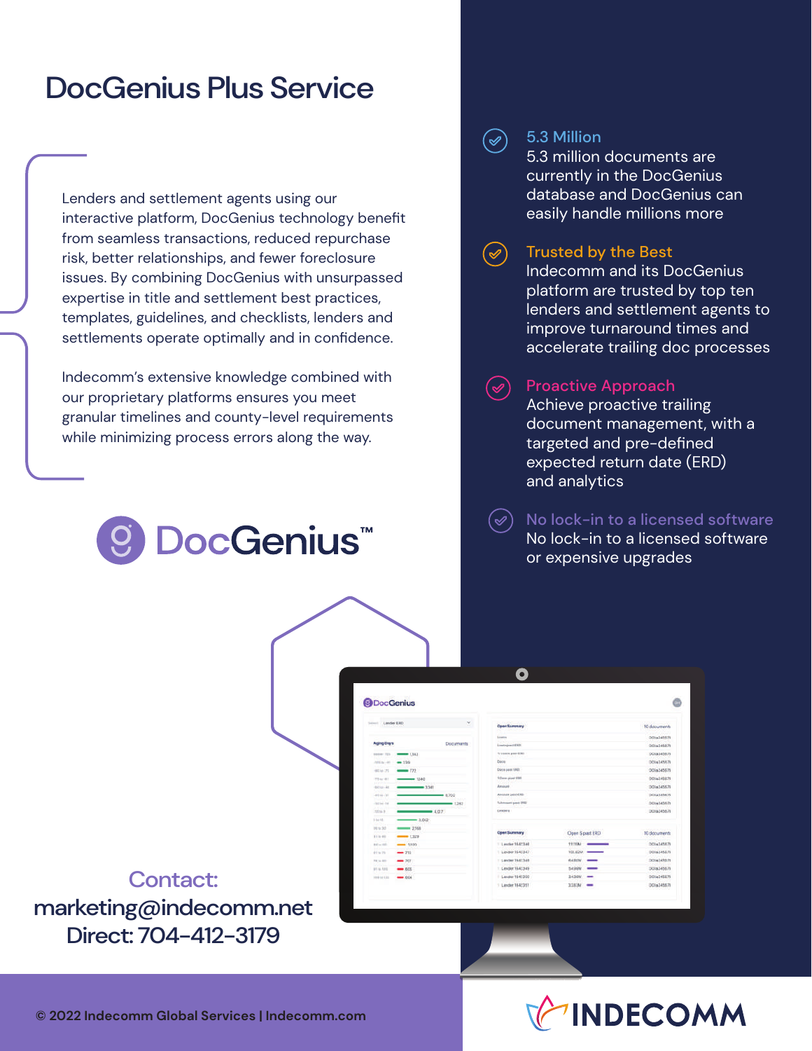# DocGenius Plus Service

Lenders and settlement agents using our interactive platform, DocGenius technology benefit from seamless transactions, reduced repurchase risk, better relationships, and fewer foreclosure issues. By combining DocGenius with unsurpassed expertise in title and settlement best practices, templates, guidelines, and checklists, lenders and settlements operate optimally and in confidence.

Indecomm's extensive knowledge combined with our proprietary platforms ensures you meet granular timelines and county-level requirements while minimizing process errors along the way.

DocGenius™

### 5.3 Million

5.3 million documents are currently in the DocGenius database and DocGenius can easily handle millions more

### Trusted by the Best

Indecomm and its DocGenius platform are trusted by top ten lenders and settlement agents to improve turnaround times and accelerate trailing doc processes

### Proactive Approach

Achieve proactive trailing document management, with a targeted and pre-defined expected return date (ERD) and analytics

### No lock-in to a licensed software

No lock-in to a licensed software or expensive upgrades

**Contact:**
marketing@indecomm.net
Direct: 704-412-3179

© 2022 Indecomm Global Services | Indecomm.com

INDECOMM